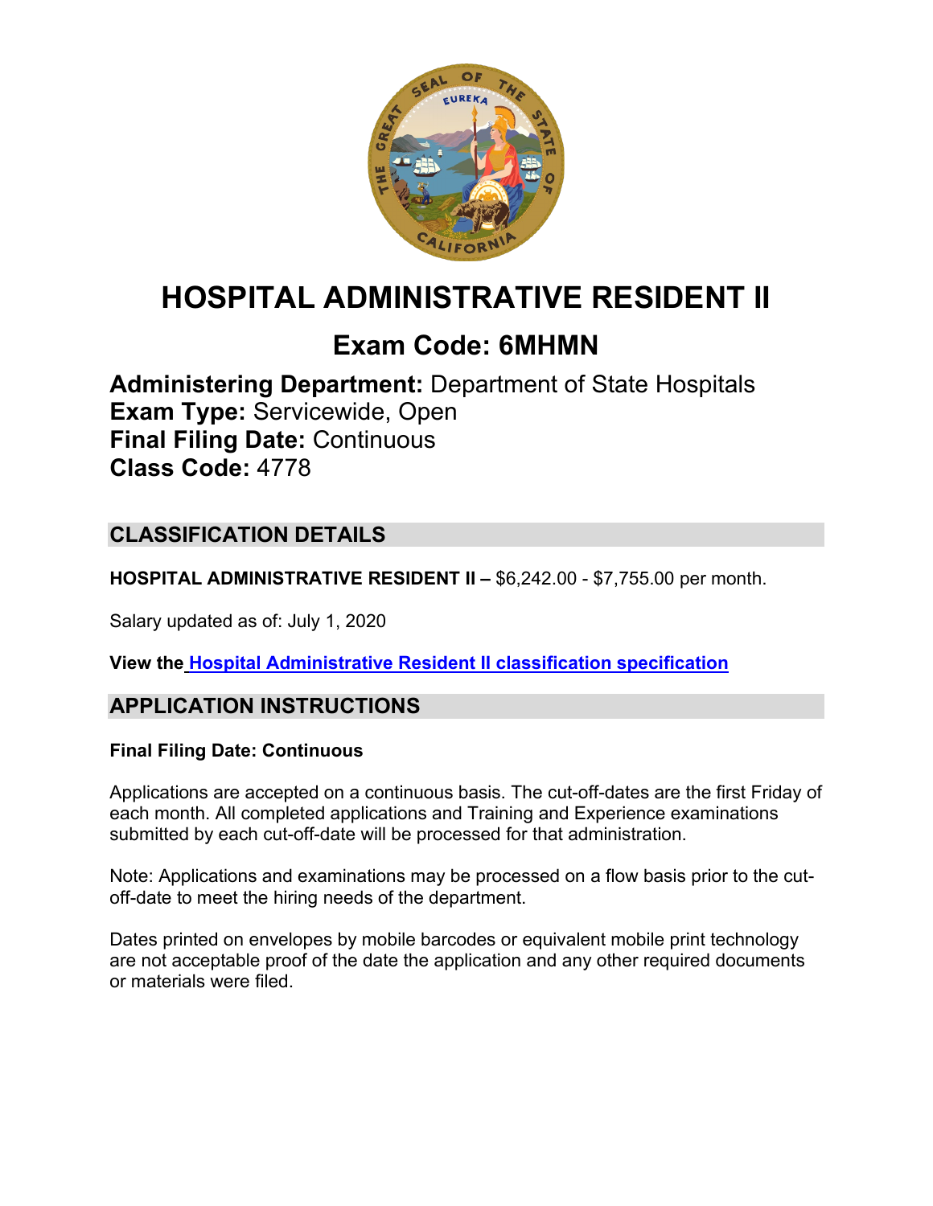# HOSPITAL ADMINISTRATIVE RESIDENT II

## Exam Code: 6MHMN

**Administering Department:** Department of State Hospitals
**Exam Type:** Servicewide, Open
**Final Filing Date:** Continuous
**Class Code:** 4778

## CLASSIFICATION DETAILS

**HOSPITAL ADMINISTRATIVE RESIDENT II –** $6,242.00 - $7,755.00 per month.

Salary updated as of: July 1, 2020

**View the Hospital Administrative Resident II classification specification**

## APPLICATION INSTRUCTIONS

**Final Filing Date: Continuous**

Applications are accepted on a continuous basis. The cut-off-dates are the first Friday of each month. All completed applications and Training and Experience examinations submitted by each cut-off-date will be processed for that administration.

Note: Applications and examinations may be processed on a flow basis prior to the cut-off-date to meet the hiring needs of the department.

Dates printed on envelopes by mobile barcodes or equivalent mobile print technology are not acceptable proof of the date the application and any other required documents or materials were filed.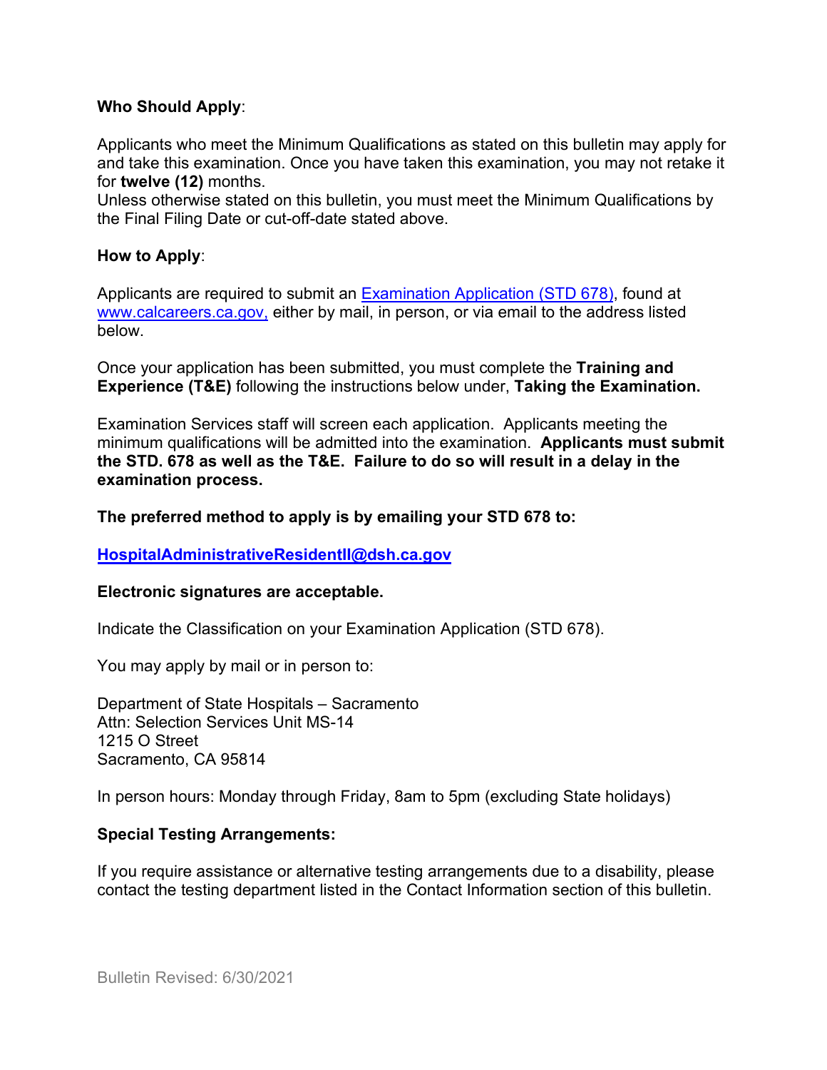**Who Should Apply**:

Applicants who meet the Minimum Qualifications as stated on this bulletin may apply for and take this examination. Once you have taken this examination, you may not retake it for **twelve (12)** months.
Unless otherwise stated on this bulletin, you must meet the Minimum Qualifications by the Final Filing Date or cut-off-date stated above.

**How to Apply**:

Applicants are required to submit an [Examination Application (STD 678)](https://www.calcareers.ca.gov), found at [www.calcareers.ca.gov,](http://www.calcareers.ca.gov) either by mail, in person, or via email to the address listed below.

Once your application has been submitted, you must complete the **Training and Experience (T&E)** following the instructions below under, **Taking the Examination.**

Examination Services staff will screen each application. Applicants meeting the minimum qualifications will be admitted into the examination. **Applicants must submit the STD. 678 as well as the T&E. Failure to do so will result in a delay in the examination process.**

**The preferred method to apply is by emailing your STD 678 to:**

**[HospitalAdministrativeResidentII@dsh.ca.gov](mailto:HospitalAdministrativeResidentII@dsh.ca.gov)**

**Electronic signatures are acceptable.**

Indicate the Classification on your Examination Application (STD 678).

You may apply by mail or in person to:

Department of State Hospitals – Sacramento
Attn: Selection Services Unit MS-14
1215 O Street
Sacramento, CA 95814

In person hours: Monday through Friday, 8am to 5pm (excluding State holidays)

**Special Testing Arrangements:**

If you require assistance or alternative testing arrangements due to a disability, please contact the testing department listed in the Contact Information section of this bulletin.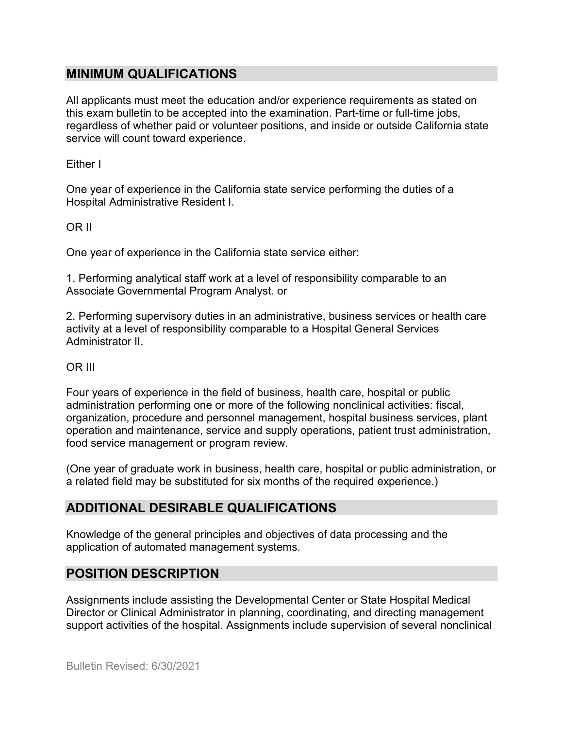## MINIMUM QUALIFICATIONS

All applicants must meet the education and/or experience requirements as stated on this exam bulletin to be accepted into the examination. Part-time or full-time jobs, regardless of whether paid or volunteer positions, and inside or outside California state service will count toward experience.

Either I

One year of experience in the California state service performing the duties of a Hospital Administrative Resident I.

OR II

One year of experience in the California state service either:

1. Performing analytical staff work at a level of responsibility comparable to an Associate Governmental Program Analyst. or

2. Performing supervisory duties in an administrative, business services or health care activity at a level of responsibility comparable to a Hospital General Services Administrator II.

OR III

Four years of experience in the field of business, health care, hospital or public administration performing one or more of the following nonclinical activities: fiscal, organization, procedure and personnel management, hospital business services, plant operation and maintenance, service and supply operations, patient trust administration, food service management or program review.

(One year of graduate work in business, health care, hospital or public administration, or a related field may be substituted for six months of the required experience.)

## ADDITIONAL DESIRABLE QUALIFICATIONS

Knowledge of the general principles and objectives of data processing and the application of automated management systems.

## POSITION DESCRIPTION

Assignments include assisting the Developmental Center or State Hospital Medical Director or Clinical Administrator in planning, coordinating, and directing management support activities of the hospital. Assignments include supervision of several nonclinical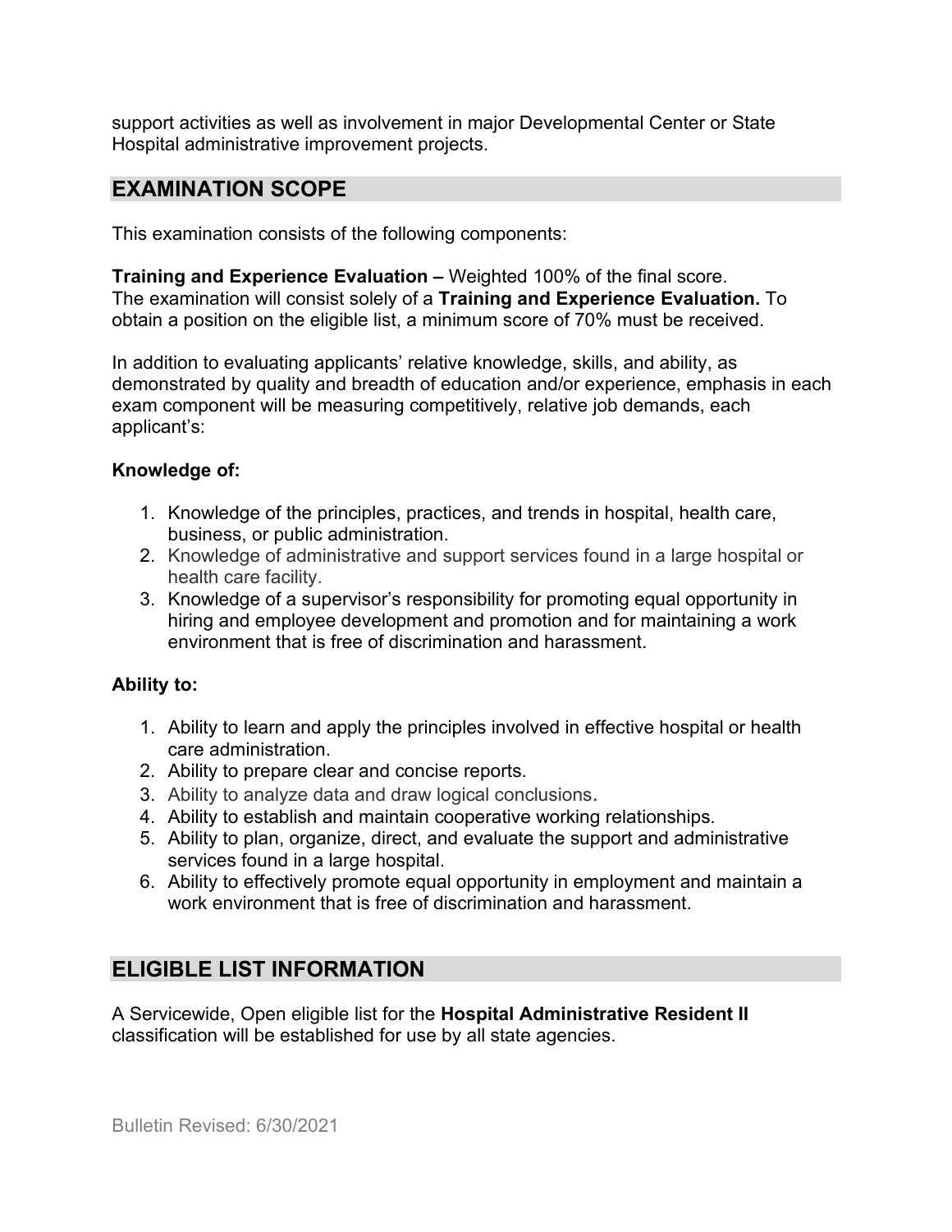support activities as well as involvement in major Developmental Center or State Hospital administrative improvement projects.

## EXAMINATION SCOPE

This examination consists of the following components:

**Training and Experience Evaluation –** Weighted 100% of the final score.
The examination will consist solely of a **Training and Experience Evaluation.** To obtain a position on the eligible list, a minimum score of 70% must be received.

In addition to evaluating applicants' relative knowledge, skills, and ability, as demonstrated by quality and breadth of education and/or experience, emphasis in each exam component will be measuring competitively, relative job demands, each applicant's:

**Knowledge of:**

1. Knowledge of the principles, practices, and trends in hospital, health care, business, or public administration.
2. Knowledge of administrative and support services found in a large hospital or health care facility.
3. Knowledge of a supervisor's responsibility for promoting equal opportunity in hiring and employee development and promotion and for maintaining a work environment that is free of discrimination and harassment.

**Ability to:**

1. Ability to learn and apply the principles involved in effective hospital or health care administration.
2. Ability to prepare clear and concise reports.
3. Ability to analyze data and draw logical conclusions.
4. Ability to establish and maintain cooperative working relationships.
5. Ability to plan, organize, direct, and evaluate the support and administrative services found in a large hospital.
6. Ability to effectively promote equal opportunity in employment and maintain a work environment that is free of discrimination and harassment.

## ELIGIBLE LIST INFORMATION

A Servicewide, Open eligible list for the **Hospital Administrative Resident II** classification will be established for use by all state agencies.

Bulletin Revised: 6/30/2021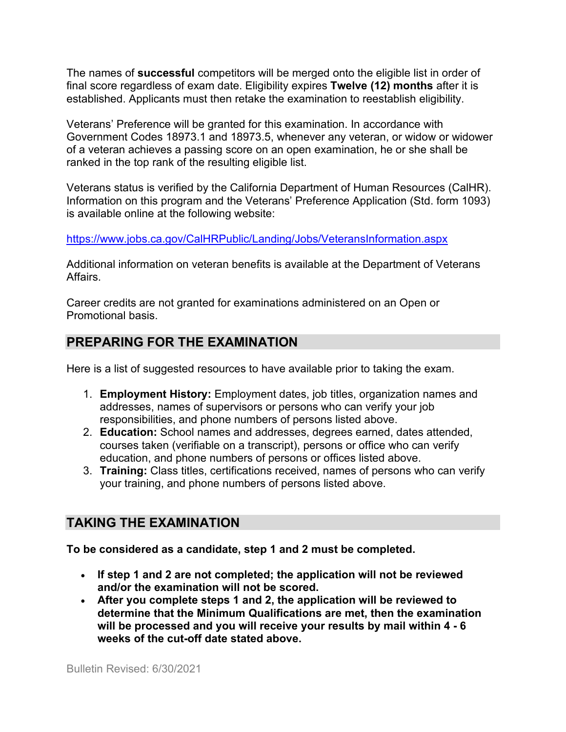The names of **successful** competitors will be merged onto the eligible list in order of final score regardless of exam date. Eligibility expires **Twelve (12) months** after it is established. Applicants must then retake the examination to reestablish eligibility.

Veterans' Preference will be granted for this examination. In accordance with Government Codes 18973.1 and 18973.5, whenever any veteran, or widow or widower of a veteran achieves a passing score on an open examination, he or she shall be ranked in the top rank of the resulting eligible list.

Veterans status is verified by the California Department of Human Resources (CalHR). Information on this program and the Veterans' Preference Application (Std. form 1093) is available online at the following website:

https://www.jobs.ca.gov/CalHRPublic/Landing/Jobs/VeteransInformation.aspx

Additional information on veteran benefits is available at the Department of Veterans Affairs.

Career credits are not granted for examinations administered on an Open or Promotional basis.

## PREPARING FOR THE EXAMINATION

Here is a list of suggested resources to have available prior to taking the exam.

1. **Employment History:** Employment dates, job titles, organization names and addresses, names of supervisors or persons who can verify your job responsibilities, and phone numbers of persons listed above.
2. **Education:** School names and addresses, degrees earned, dates attended, courses taken (verifiable on a transcript), persons or office who can verify education, and phone numbers of persons or offices listed above.
3. **Training:** Class titles, certifications received, names of persons who can verify your training, and phone numbers of persons listed above.

## TAKING THE EXAMINATION

**To be considered as a candidate, step 1 and 2 must be completed.**

- **If step 1 and 2 are not completed; the application will not be reviewed and/or the examination will not be scored.**
- **After you complete steps 1 and 2, the application will be reviewed to determine that the Minimum Qualifications are met, then the examination will be processed and you will receive your results by mail within 4 - 6 weeks of the cut-off date stated above.**

Bulletin Revised: 6/30/2021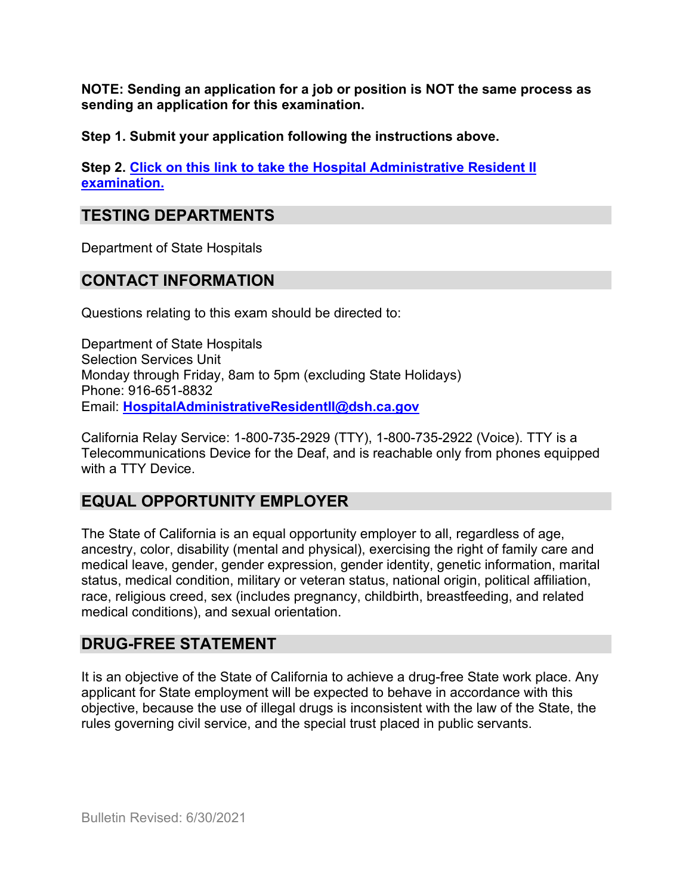**NOTE: Sending an application for a job or position is NOT the same process as sending an application for this examination.**

**Step 1. Submit your application following the instructions above.**

**Step 2. Click on this link to take the Hospital Administrative Resident II examination.**

## TESTING DEPARTMENTS

Department of State Hospitals

## CONTACT INFORMATION

Questions relating to this exam should be directed to:

Department of State Hospitals
Selection Services Unit
Monday through Friday, 8am to 5pm (excluding State Holidays)
Phone: 916-651-8832
Email: **HospitalAdministrativeResidentII@dsh.ca.gov**

California Relay Service: 1-800-735-2929 (TTY), 1-800-735-2922 (Voice). TTY is a Telecommunications Device for the Deaf, and is reachable only from phones equipped with a TTY Device.

## EQUAL OPPORTUNITY EMPLOYER

The State of California is an equal opportunity employer to all, regardless of age, ancestry, color, disability (mental and physical), exercising the right of family care and medical leave, gender, gender expression, gender identity, genetic information, marital status, medical condition, military or veteran status, national origin, political affiliation, race, religious creed, sex (includes pregnancy, childbirth, breastfeeding, and related medical conditions), and sexual orientation.

## DRUG-FREE STATEMENT

It is an objective of the State of California to achieve a drug-free State work place. Any applicant for State employment will be expected to behave in accordance with this objective, because the use of illegal drugs is inconsistent with the law of the State, the rules governing civil service, and the special trust placed in public servants.

Bulletin Revised: 6/30/2021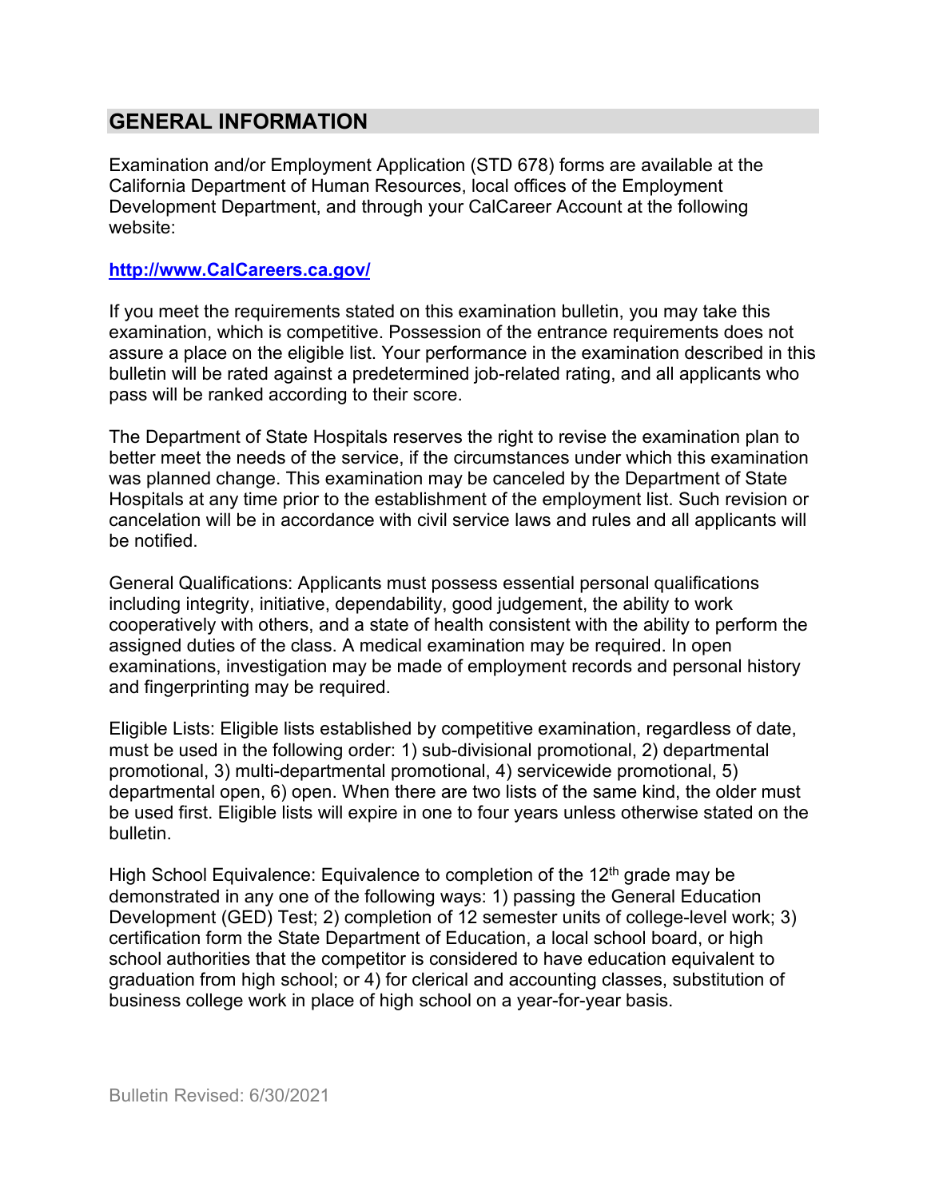## GENERAL INFORMATION

Examination and/or Employment Application (STD 678) forms are available at the California Department of Human Resources, local offices of the Employment Development Department, and through your CalCareer Account at the following website:

**http://www.CalCareers.ca.gov/**

If you meet the requirements stated on this examination bulletin, you may take this examination, which is competitive. Possession of the entrance requirements does not assure a place on the eligible list. Your performance in the examination described in this bulletin will be rated against a predetermined job-related rating, and all applicants who pass will be ranked according to their score.

The Department of State Hospitals reserves the right to revise the examination plan to better meet the needs of the service, if the circumstances under which this examination was planned change. This examination may be canceled by the Department of State Hospitals at any time prior to the establishment of the employment list. Such revision or cancelation will be in accordance with civil service laws and rules and all applicants will be notified.

General Qualifications: Applicants must possess essential personal qualifications including integrity, initiative, dependability, good judgement, the ability to work cooperatively with others, and a state of health consistent with the ability to perform the assigned duties of the class. A medical examination may be required. In open examinations, investigation may be made of employment records and personal history and fingerprinting may be required.

Eligible Lists: Eligible lists established by competitive examination, regardless of date, must be used in the following order: 1) sub-divisional promotional, 2) departmental promotional, 3) multi-departmental promotional, 4) servicewide promotional, 5) departmental open, 6) open. When there are two lists of the same kind, the older must be used first. Eligible lists will expire in one to four years unless otherwise stated on the bulletin.

High School Equivalence: Equivalence to completion of the 12th grade may be demonstrated in any one of the following ways: 1) passing the General Education Development (GED) Test; 2) completion of 12 semester units of college-level work; 3) certification form the State Department of Education, a local school board, or high school authorities that the competitor is considered to have education equivalent to graduation from high school; or 4) for clerical and accounting classes, substitution of business college work in place of high school on a year-for-year basis.

Bulletin Revised: 6/30/2021